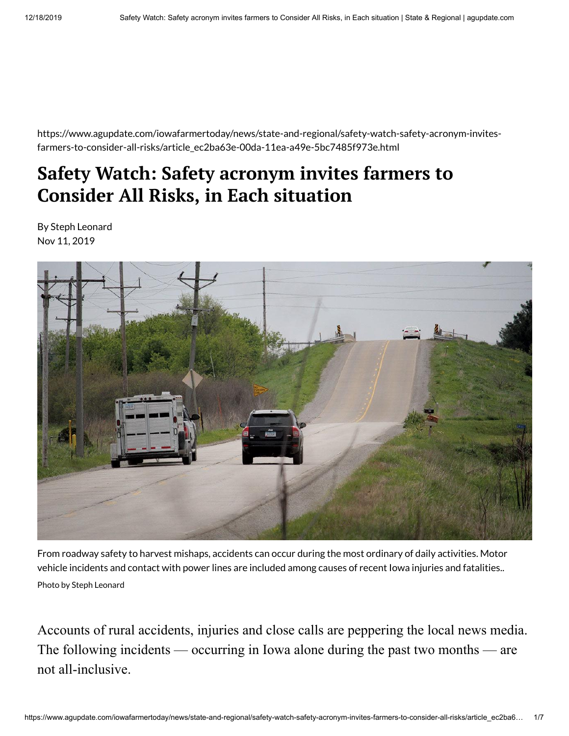https://www.agupdate.com/iowafarmertoday/news/state-and-regional/safety-watch-safety-acronym-invites-farmers-to-consider-all-risks/article_ec2ba63e-00da-11ea-a49e-5bc7485f973e.html

# Safety Watch: Safety acronym invites farmers to Consider All Risks, in Each situation

By Steph Leonard
Nov 11, 2019

From roadway safety to harvest mishaps, accidents can occur during the most ordinary of daily activities. Motor vehicle incidents and contact with power lines are included among causes of recent Iowa injuries and fatalities..

Photo by Steph Leonard

Accounts of rural accidents, injuries and close calls are peppering the local news media. The following incidents — occurring in Iowa alone during the past two months — are not all-inclusive.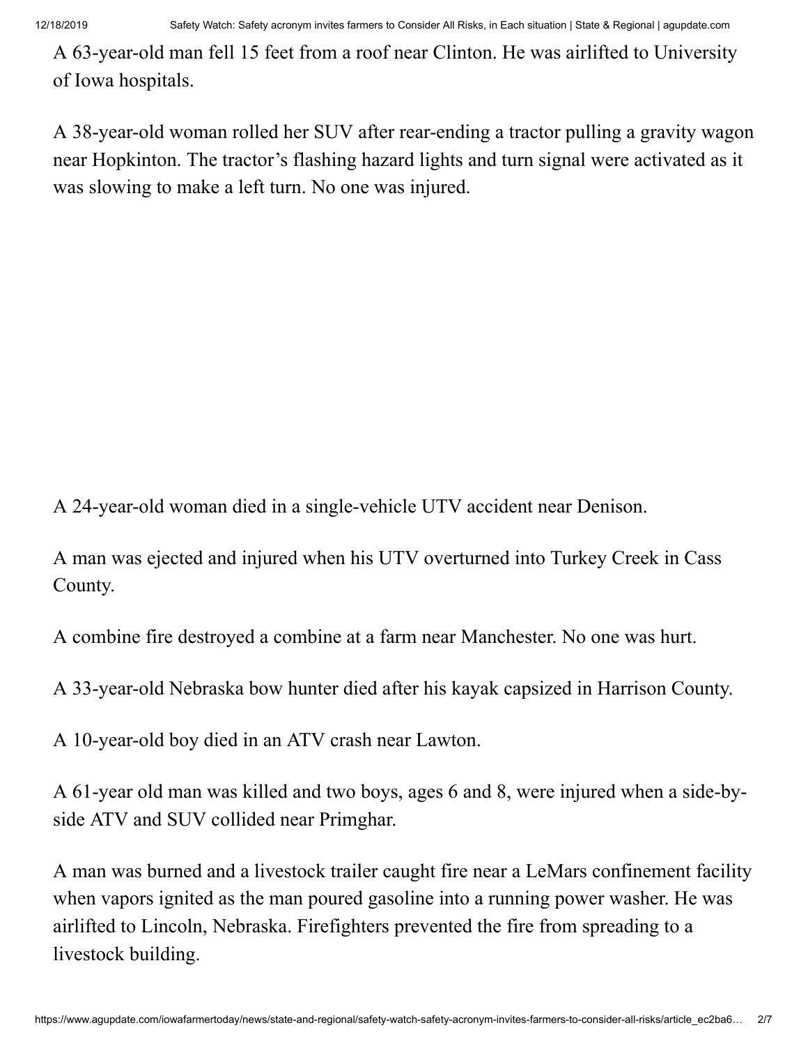A 63-year-old man fell 15 feet from a roof near Clinton. He was airlifted to University of Iowa hospitals.

A 38-year-old woman rolled her SUV after rear-ending a tractor pulling a gravity wagon near Hopkinton. The tractor's flashing hazard lights and turn signal were activated as it was slowing to make a left turn. No one was injured.

A 24-year-old woman died in a single-vehicle UTV accident near Denison.

A man was ejected and injured when his UTV overturned into Turkey Creek in Cass County.

A combine fire destroyed a combine at a farm near Manchester. No one was hurt.

A 33-year-old Nebraska bow hunter died after his kayak capsized in Harrison County.

A 10-year-old boy died in an ATV crash near Lawton.

A 61-year old man was killed and two boys, ages 6 and 8, were injured when a side-by-side ATV and SUV collided near Primghar.

A man was burned and a livestock trailer caught fire near a LeMars confinement facility when vapors ignited as the man poured gasoline into a running power washer. He was airlifted to Lincoln, Nebraska. Firefighters prevented the fire from spreading to a livestock building.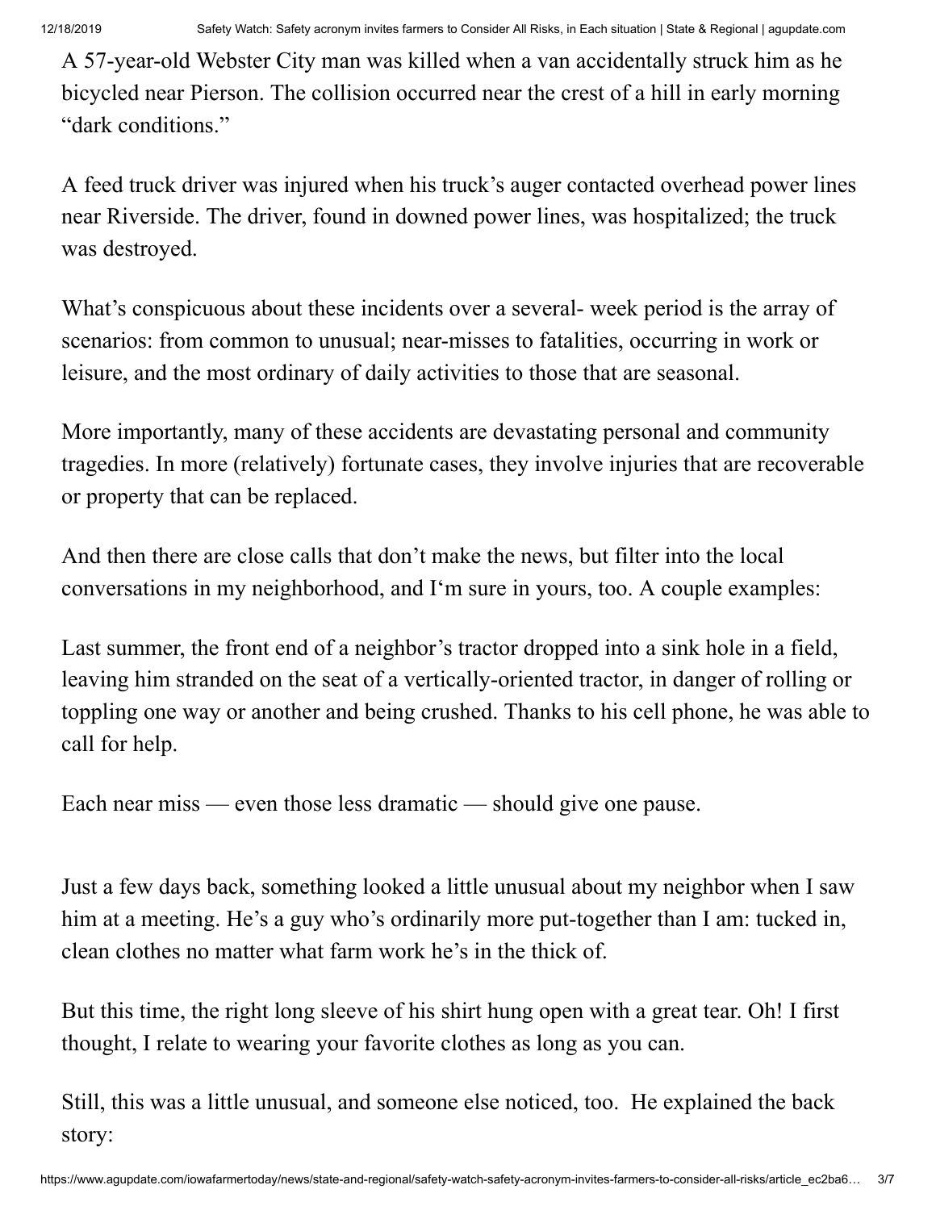A 57-year-old Webster City man was killed when a van accidentally struck him as he bicycled near Pierson. The collision occurred near the crest of a hill in early morning "dark conditions."

A feed truck driver was injured when his truck's auger contacted overhead power lines near Riverside. The driver, found in downed power lines, was hospitalized; the truck was destroyed.

What's conspicuous about these incidents over a several- week period is the array of scenarios: from common to unusual; near-misses to fatalities, occurring in work or leisure, and the most ordinary of daily activities to those that are seasonal.

More importantly, many of these accidents are devastating personal and community tragedies. In more (relatively) fortunate cases, they involve injuries that are recoverable or property that can be replaced.

And then there are close calls that don't make the news, but filter into the local conversations in my neighborhood, and I'm sure in yours, too. A couple examples:

Last summer, the front end of a neighbor's tractor dropped into a sink hole in a field, leaving him stranded on the seat of a vertically-oriented tractor, in danger of rolling or toppling one way or another and being crushed. Thanks to his cell phone, he was able to call for help.

Each near miss — even those less dramatic — should give one pause.

Just a few days back, something looked a little unusual about my neighbor when I saw him at a meeting. He's a guy who's ordinarily more put-together than I am: tucked in, clean clothes no matter what farm work he's in the thick of.

But this time, the right long sleeve of his shirt hung open with a great tear. Oh! I first thought, I relate to wearing your favorite clothes as long as you can.

Still, this was a little unusual, and someone else noticed, too. He explained the back story: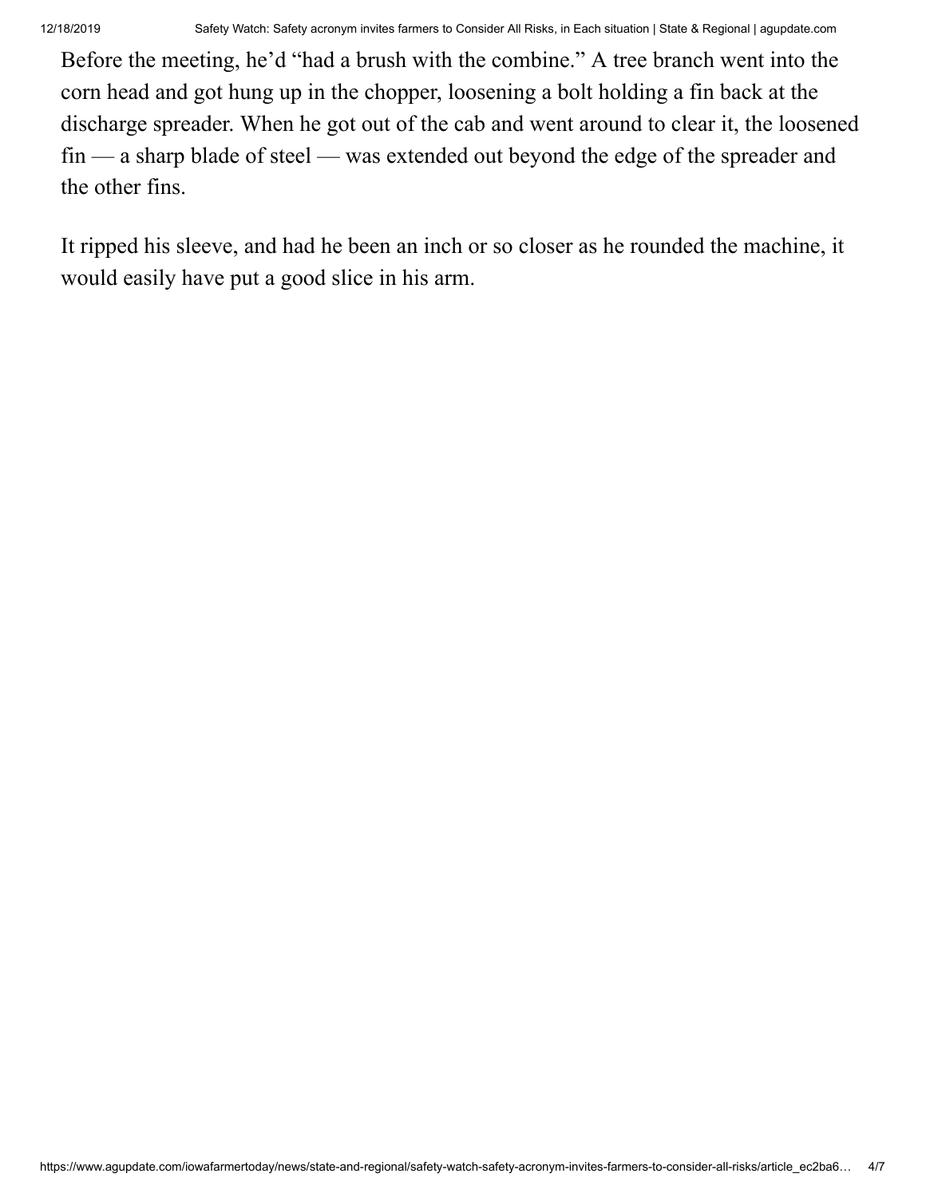Before the meeting, he'd "had a brush with the combine." A tree branch went into the corn head and got hung up in the chopper, loosening a bolt holding a fin back at the discharge spreader. When he got out of the cab and went around to clear it, the loosened fin — a sharp blade of steel — was extended out beyond the edge of the spreader and the other fins.

It ripped his sleeve, and had he been an inch or so closer as he rounded the machine, it would easily have put a good slice in his arm.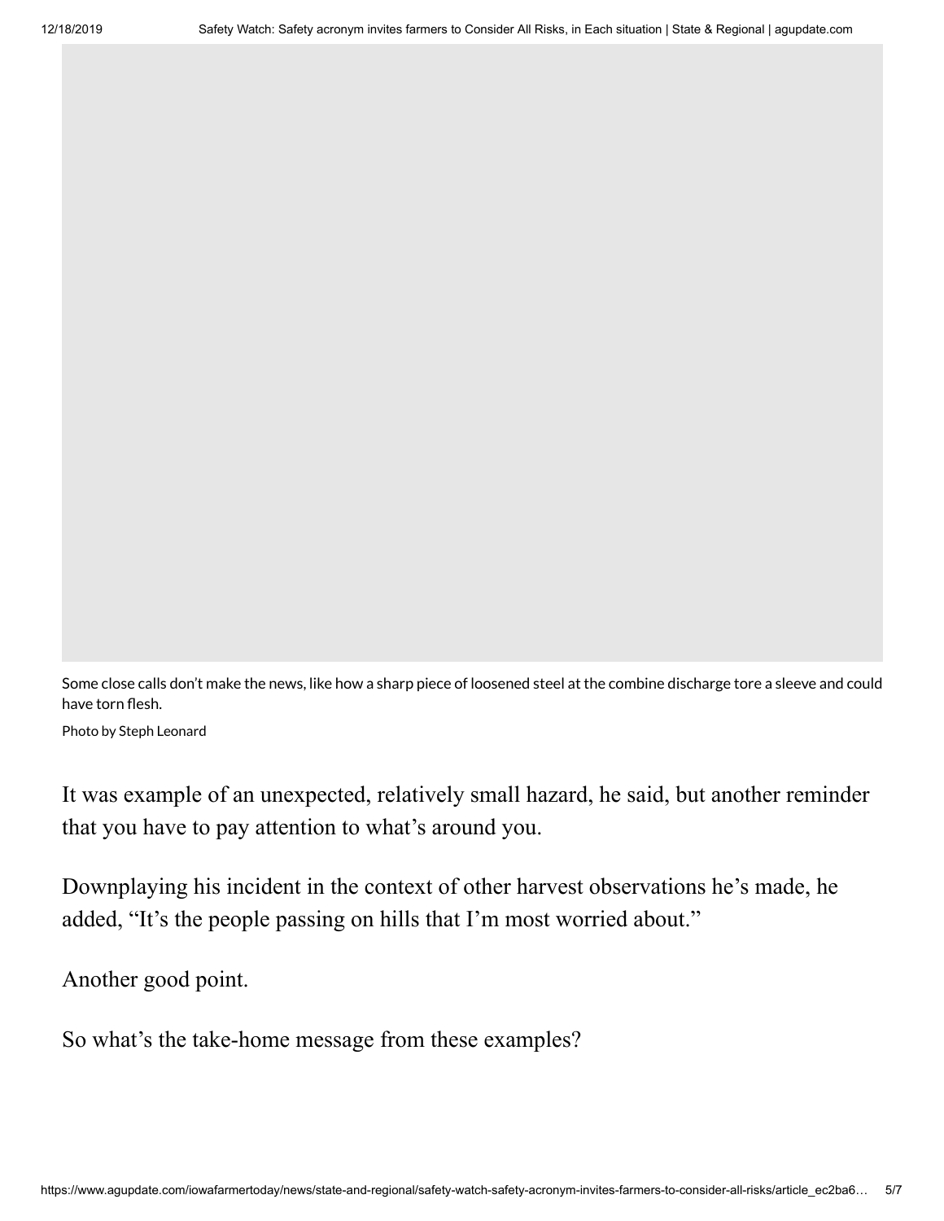Some close calls don't make the news, like how a sharp piece of loosened steel at the combine discharge tore a sleeve and could have torn flesh.

Photo by Steph Leonard

It was example of an unexpected, relatively small hazard, he said, but another reminder that you have to pay attention to what's around you.

Downplaying his incident in the context of other harvest observations he's made, he added, "It's the people passing on hills that I'm most worried about."

Another good point.

So what's the take-home message from these examples?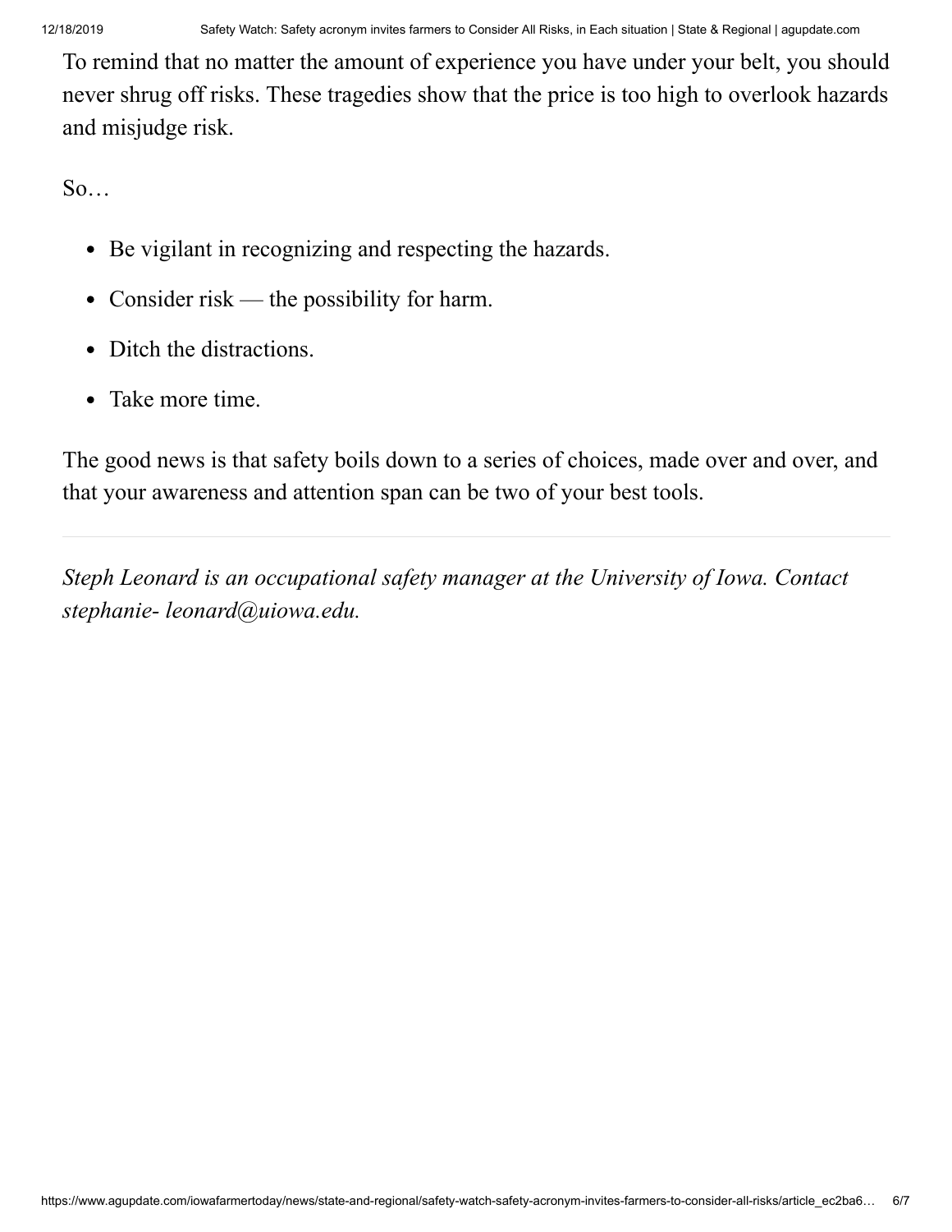To remind that no matter the amount of experience you have under your belt, you should never shrug off risks. These tragedies show that the price is too high to overlook hazards and misjudge risk.

So…

- Be vigilant in recognizing and respecting the hazards.
- Consider risk — the possibility for harm.
- Ditch the distractions.
- Take more time.

The good news is that safety boils down to a series of choices, made over and over, and that your awareness and attention span can be two of your best tools.

---

*Steph Leonard is an occupational safety manager at the University of Iowa. Contact stephanie- leonard@uiowa.edu.*